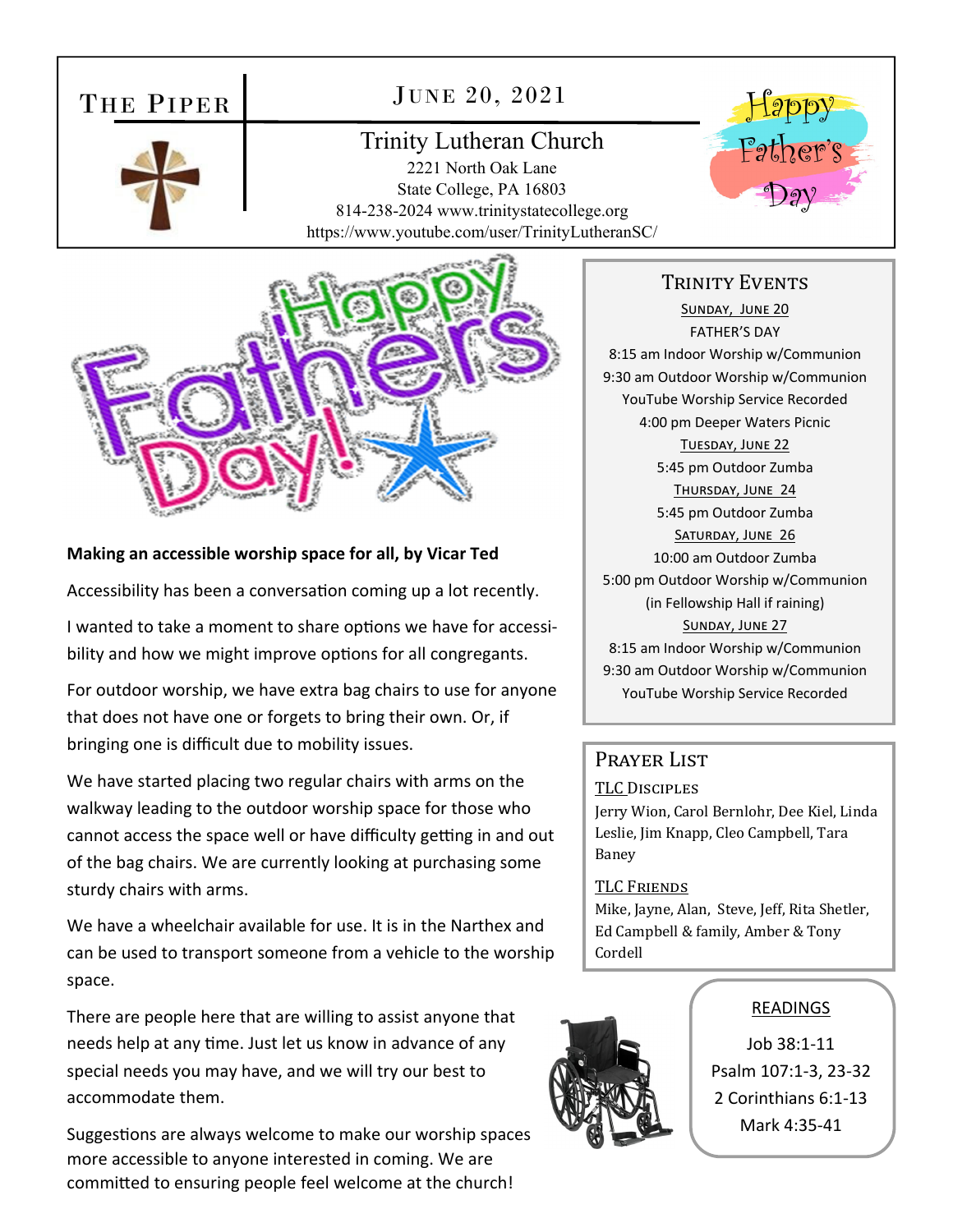# The Piper

## June 20, 2021

**Trinity Lutheran Church**
2221 North Oak Lane
State College, PA 16803
814-238-2024 www.trinitystatecollege.org
https://www.youtube.com/user/TrinityLutheranSC/

Happy Father's Day

**Making an accessible worship space for all, by Vicar Ted**

Accessibility has been a conversation coming up a lot recently.

I wanted to take a moment to share options we have for accessibility and how we might improve options for all congregants.

For outdoor worship, we have extra bag chairs to use for anyone that does not have one or forgets to bring their own. Or, if bringing one is difficult due to mobility issues.

We have started placing two regular chairs with arms on the walkway leading to the outdoor worship space for those who cannot access the space well or have difficulty getting in and out of the bag chairs. We are currently looking at purchasing some sturdy chairs with arms.

We have a wheelchair available for use. It is in the Narthex and can be used to transport someone from a vehicle to the worship space.

There are people here that are willing to assist anyone that needs help at any time. Just let us know in advance of any special needs you may have, and we will try our best to accommodate them.

Suggestions are always welcome to make our worship spaces more accessible to anyone interested in coming. We are committed to ensuring people feel welcome at the church!

## Trinity Events

**Sunday, June 20**
FATHER'S DAY
8:15 am Indoor Worship w/Communion
9:30 am Outdoor Worship w/Communion
YouTube Worship Service Recorded
4:00 pm Deeper Waters Picnic

**Tuesday, June 22**
5:45 pm Outdoor Zumba

**Thursday, June 24**
5:45 pm Outdoor Zumba

**Saturday, June 26**
10:00 am Outdoor Zumba
5:00 pm Outdoor Worship w/Communion
(in Fellowship Hall if raining)

**Sunday, June 27**
8:15 am Indoor Worship w/Communion
9:30 am Outdoor Worship w/Communion
YouTube Worship Service Recorded

## Prayer List

**TLC Disciples**
Jerry Wion, Carol Bernlohr, Dee Kiel, Linda Leslie, Jim Knapp, Cleo Campbell, Tara Baney

**TLC Friends**
Mike, Jayne, Alan, Steve, Jeff, Rita Shetler, Ed Campbell & family, Amber & Tony Cordell

## Readings

Job 38:1-11
Psalm 107:1-3, 23-32
2 Corinthians 6:1-13
Mark 4:35-41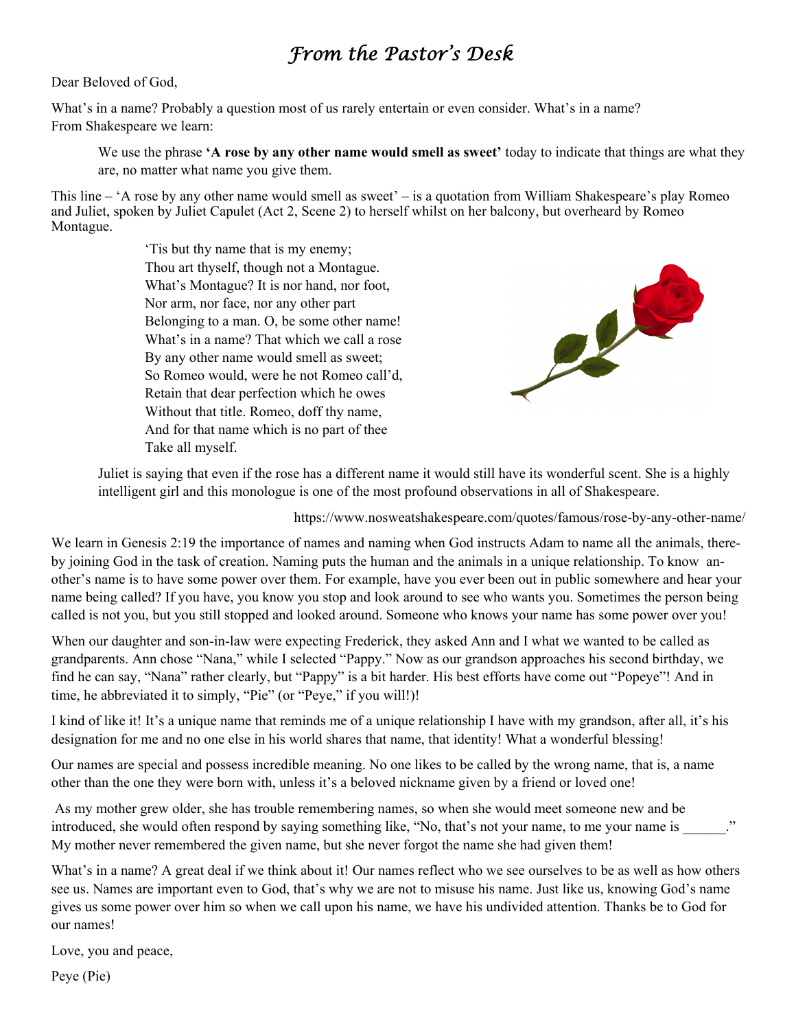# *From the Pastor's Desk*

Dear Beloved of God,

What's in a name? Probably a question most of us rarely entertain or even consider. What's in a name? From Shakespeare we learn:

> We use the phrase **'A rose by any other name would smell as sweet'** today to indicate that things are what they are, no matter what name you give them.

This line – 'A rose by any other name would smell as sweet' – is a quotation from William Shakespeare's play Romeo and Juliet, spoken by Juliet Capulet (Act 2, Scene 2) to herself whilst on her balcony, but overheard by Romeo Montague.

> 'Tis but thy name that is my enemy;
> Thou art thyself, though not a Montague.
> What's Montague? It is nor hand, nor foot,
> Nor arm, nor face, nor any other part
> Belonging to a man. O, be some other name!
> What's in a name? That which we call a rose
> By any other name would smell as sweet;
> So Romeo would, were he not Romeo call'd,
> Retain that dear perfection which he owes
> Without that title. Romeo, doff thy name,
> And for that name which is no part of thee
> Take all myself.

> Juliet is saying that even if the rose has a different name it would still have its wonderful scent. She is a highly intelligent girl and this monologue is one of the most profound observations in all of Shakespeare.
>
> https://www.nosweatshakespeare.com/quotes/famous/rose-by-any-other-name/

We learn in Genesis 2:19 the importance of names and naming when God instructs Adam to name all the animals, thereby joining God in the task of creation. Naming puts the human and the animals in a unique relationship. To know another's name is to have some power over them. For example, have you ever been out in public somewhere and hear your name being called? If you have, you know you stop and look around to see who wants you. Sometimes the person being called is not you, but you still stopped and looked around. Someone who knows your name has some power over you!

When our daughter and son-in-law were expecting Frederick, they asked Ann and I what we wanted to be called as grandparents. Ann chose "Nana," while I selected "Pappy." Now as our grandson approaches his second birthday, we find he can say, "Nana" rather clearly, but "Pappy" is a bit harder. His best efforts have come out "Popeye"! And in time, he abbreviated it to simply, "Pie" (or "Peye," if you will!)!

I kind of like it! It's a unique name that reminds me of a unique relationship I have with my grandson, after all, it's his designation for me and no one else in his world shares that name, that identity! What a wonderful blessing!

Our names are special and possess incredible meaning. No one likes to be called by the wrong name, that is, a name other than the one they were born with, unless it's a beloved nickname given by a friend or loved one!

As my mother grew older, she has trouble remembering names, so when she would meet someone new and be introduced, she would often respond by saying something like, "No, that's not your name, to me your name is ______." My mother never remembered the given name, but she never forgot the name she had given them!

What's in a name? A great deal if we think about it! Our names reflect who we see ourselves to be as well as how others see us. Names are important even to God, that's why we are not to misuse his name. Just like us, knowing God's name gives us some power over him so when we call upon his name, we have his undivided attention. Thanks be to God for our names!

Love, you and peace,

Peye (Pie)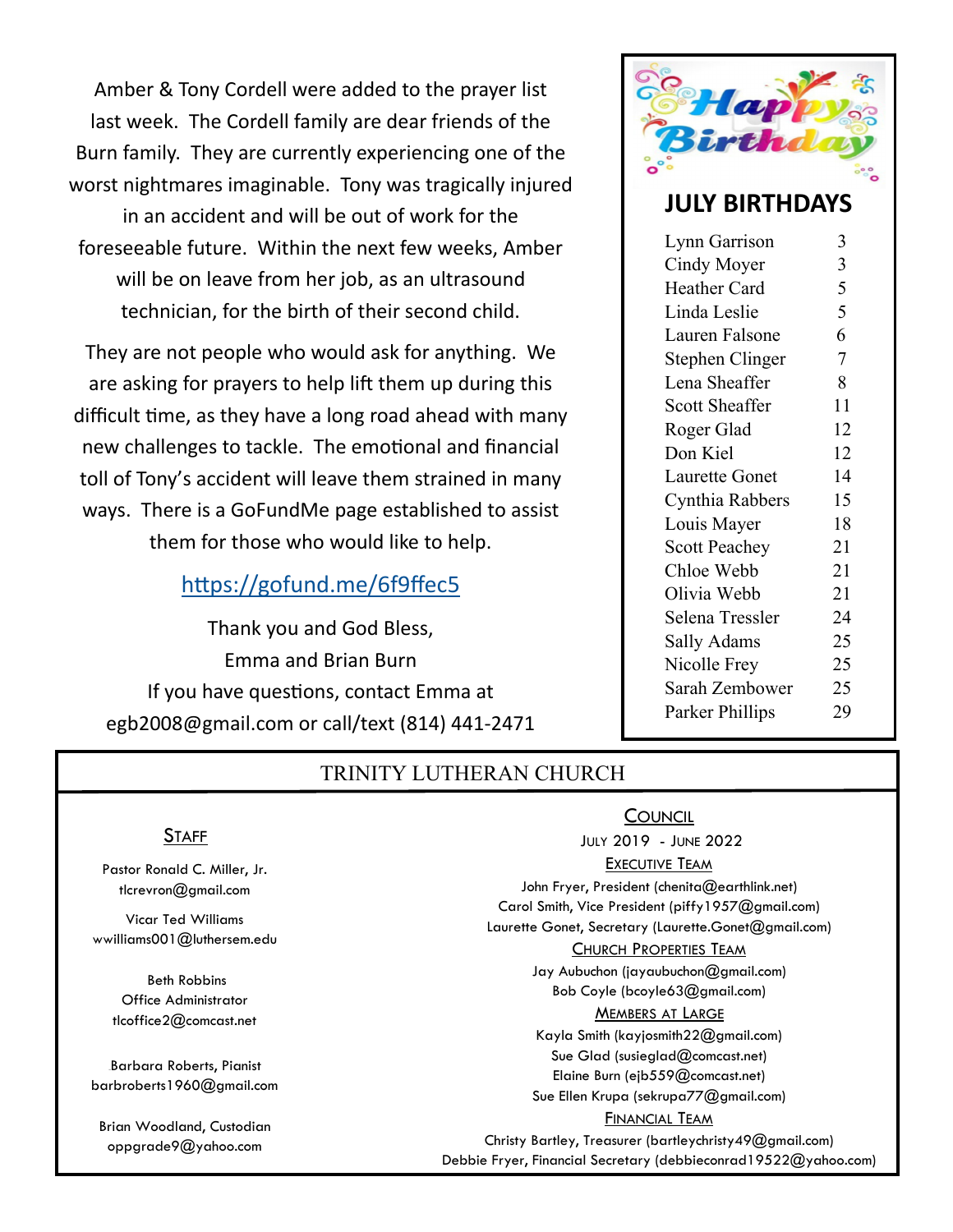Amber & Tony Cordell were added to the prayer list last week. The Cordell family are dear friends of the Burn family. They are currently experiencing one of the worst nightmares imaginable. Tony was tragically injured in an accident and will be out of work for the foreseeable future. Within the next few weeks, Amber will be on leave from her job, as an ultrasound technician, for the birth of their second child.

They are not people who would ask for anything. We are asking for prayers to help lift them up during this difficult time, as they have a long road ahead with many new challenges to tackle. The emotional and financial toll of Tony's accident will leave them strained in many ways. There is a GoFundMe page established to assist them for those who would like to help.

https://gofund.me/6f9ffec5

Thank you and God Bless,
Emma and Brian Burn
If you have questions, contact Emma at egb2008@gmail.com or call/text (814) 441-2471

Happy Birthday

## JULY BIRTHDAYS

| Name | Day |
|---|---|
| Lynn Garrison | 3 |
| Cindy Moyer | 3 |
| Heather Card | 5 |
| Linda Leslie | 5 |
| Lauren Falsone | 6 |
| Stephen Clinger | 7 |
| Lena Sheaffer | 8 |
| Scott Sheaffer | 11 |
| Roger Glad | 12 |
| Don Kiel | 12 |
| Laurette Gonet | 14 |
| Cynthia Rabbers | 15 |
| Louis Mayer | 18 |
| Scott Peachey | 21 |
| Chloe Webb | 21 |
| Olivia Webb | 21 |
| Selena Tressler | 24 |
| Sally Adams | 25 |
| Nicolle Frey | 25 |
| Sarah Zembower | 25 |
| Parker Phillips | 29 |

## TRINITY LUTHERAN CHURCH

### Staff

Pastor Ronald C. Miller, Jr.
tlcrevron@gmail.com

Vicar Ted Williams
wwilliams001@luthersem.edu

Beth Robbins
Office Administrator
tlcoffice2@comcast.net

Barbara Roberts, Pianist
barbroberts1960@gmail.com

Brian Woodland, Custodian
oppgrade9@yahoo.com

### Council

July 2019 - June 2022

**Executive Team**

John Fryer, President (chenita@earthlink.net)
Carol Smith, Vice President (piffy1957@gmail.com)
Laurette Gonet, Secretary (Laurette.Gonet@gmail.com)

**Church Properties Team**

Jay Aubuchon (jayaubuchon@gmail.com)
Bob Coyle (bcoyle63@gmail.com)

**Members at Large**

Kayla Smith (kayjosmith22@gmail.com)
Sue Glad (susieglad@comcast.net)
Elaine Burn (ejb559@comcast.net)
Sue Ellen Krupa (sekrupa77@gmail.com)

**Financial Team**

Christy Bartley, Treasurer (bartleychristy49@gmail.com)
Debbie Fryer, Financial Secretary (debbieconrad19522@yahoo.com)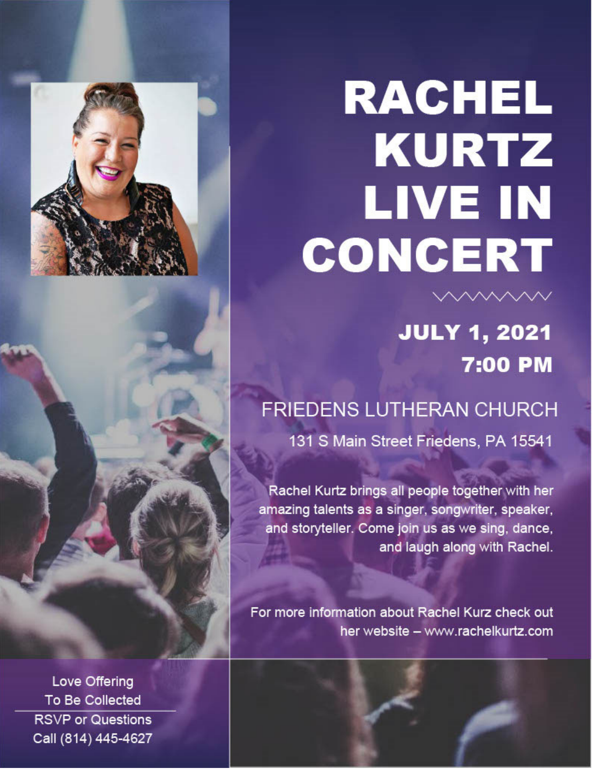# RACHEL KURTZ LIVE IN CONCERT

## JULY 1, 2021
## 7:00 PM

FRIEDENS LUTHERAN CHURCH

131 S Main Street Friedens, PA 15541

Rachel Kurtz brings all people together with her amazing talents as a singer, songwriter, speaker, and storyteller. Come join us as we sing, dance, and laugh along with Rachel.

For more information about Rachel Kurz check out her website – www.rachelkurtz.com

Love Offering
To Be Collected

RSVP or Questions
Call (814) 445-4627